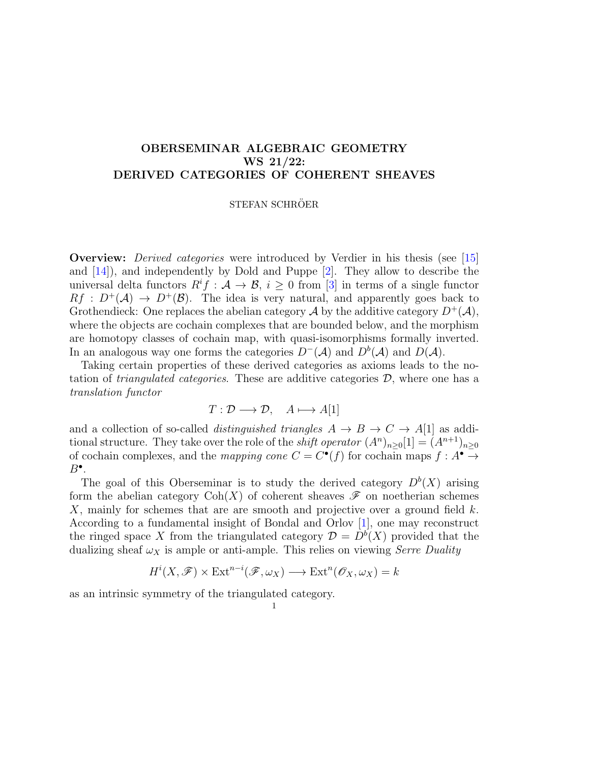# OBERSEMINAR ALGEBRAIC GEOMETRY WS 21/22: DERIVED CATEGORIES OF COHERENT SHEAVES

STEFAN SCHRÖER

**Overview:** *Derived categories* were introduced by Verdier in his thesis (see [15] and [14]), and independently by Dold and Puppe [2]. They allow to describe the universal delta functors $R^if : \mathcal{A} \to \mathcal{B}$, $i \geq 0$ from [3] in terms of a single functor $Rf : D^+(\mathcal{A}) \to D^+(\mathcal{B})$. The idea is very natural, and apparently goes back to Grothendieck: One replaces the abelian category $\mathcal{A}$ by the additive category $D^+(\mathcal{A})$, where the objects are cochain complexes that are bounded below, and the morphism are homotopy classes of cochain map, with quasi-isomorphisms formally inverted. In an analogous way one forms the categories $D^-(\mathcal{A})$ and $D^b(\mathcal{A})$ and $D(\mathcal{A})$.

Taking certain properties of these derived categories as axioms leads to the notation of *triangulated categories*. These are additive categories $\mathcal{D}$, where one has a *translation functor*

$$T : \mathcal{D} \longrightarrow \mathcal{D}, \quad A \longmapsto A[1]$$

and a collection of so-called *distinguished triangles* $A \to B \to C \to A[1]$ as additional structure. They take over the role of the *shift operator* $(A^n)_{n\geq 0}[1] = (A^{n+1})_{n\geq 0}$ of cochain complexes, and the *mapping cone* $C = C^\bullet(f)$ for cochain maps $f : A^\bullet \to B^\bullet$.

The goal of this Oberseminar is to study the derived category $D^b(X)$ arising form the abelian category $\mathrm{Coh}(X)$ of coherent sheaves $\mathscr{F}$ on noetherian schemes $X$, mainly for schemes that are are smooth and projective over a ground field $k$. According to a fundamental insight of Bondal and Orlov [1], one may reconstruct the ringed space $X$ from the triangulated category $\mathcal{D} = D^b(X)$ provided that the dualizing sheaf $\omega_X$ is ample or anti-ample. This relies on viewing *Serre Duality*

$$H^i(X, \mathscr{F}) \times \mathrm{Ext}^{n-i}(\mathscr{F}, \omega_X) \longrightarrow \mathrm{Ext}^n(\mathscr{O}_X, \omega_X) = k$$

as an intrinsic symmetry of the triangulated category.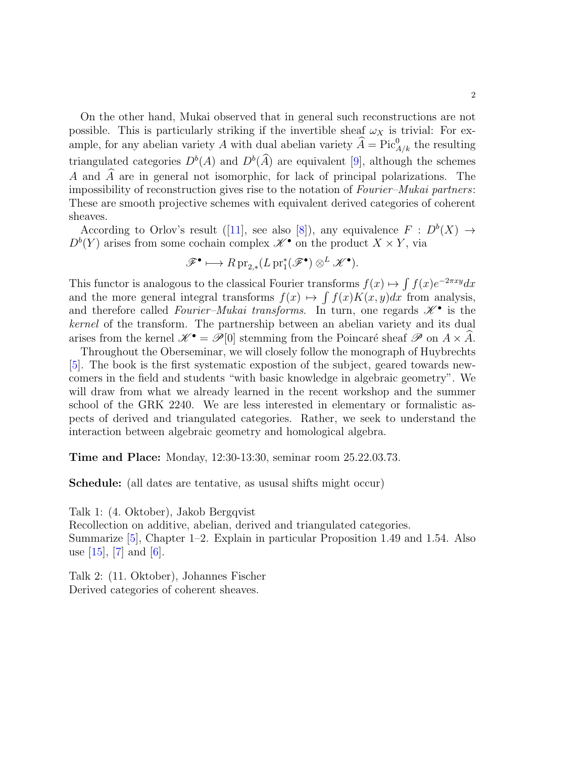On the other hand, Mukai observed that in general such reconstructions are not possible. This is particularly striking if the invertible sheaf $\omega_X$ is trivial: For example, for any abelian variety $A$ with dual abelian variety $\widehat{A} = \mathrm{Pic}^0_{A/k}$ the resulting triangulated categories $D^b(A)$ and $D^b(\widehat{A})$ are equivalent [9], although the schemes $A$ and $\widehat{A}$ are in general not isomorphic, for lack of principal polarizations. The impossibility of reconstruction gives rise to the notation of *Fourier–Mukai partners*: These are smooth projective schemes with equivalent derived categories of coherent sheaves.

According to Orlov's result ([11], see also [8]), any equivalence $F : D^b(X) \to D^b(Y)$ arises from some cochain complex $\mathscr{K}^\bullet$ on the product $X \times Y$, via

$$\mathscr{F}^\bullet \longmapsto R\,\mathrm{pr}_{2,*}(L\,\mathrm{pr}_1^*(\mathscr{F}^\bullet) \otimes^L \mathscr{K}^\bullet).$$

This functor is analogous to the classical Fourier transforms $f(x) \mapsto \int f(x)e^{-2\pi xy}dx$ and the more general integral transforms $f(x) \mapsto \int f(x)K(x,y)dx$ from analysis, and therefore called *Fourier–Mukai transforms*. In turn, one regards $\mathscr{K}^\bullet$ is the *kernel* of the transform. The partnership between an abelian variety and its dual arises from the kernel $\mathscr{K}^\bullet = \mathscr{P}[0]$ stemming from the Poincaré sheaf $\mathscr{P}$ on $A \times \widehat{A}$.

Throughout the Oberseminar, we will closely follow the monograph of Huybrechts [5]. The book is the first systematic expostion of the subject, geared towards newcomers in the field and students "with basic knowledge in algebraic geometry". We will draw from what we already learned in the recent workshop and the summer school of the GRK 2240. We are less interested in elementary or formalistic aspects of derived and triangulated categories. Rather, we seek to understand the interaction between algebraic geometry and homological algebra.

**Time and Place:** Monday, 12:30-13:30, seminar room 25.22.03.73.

**Schedule:** (all dates are tentative, as ususal shifts might occur)

Talk 1: (4. Oktober), Jakob Bergqvist
Recollection on additive, abelian, derived and triangulated categories.
Summarize [5], Chapter 1–2. Explain in particular Proposition 1.49 and 1.54. Also use [15], [7] and [6].

Talk 2: (11. Oktober), Johannes Fischer
Derived categories of coherent sheaves.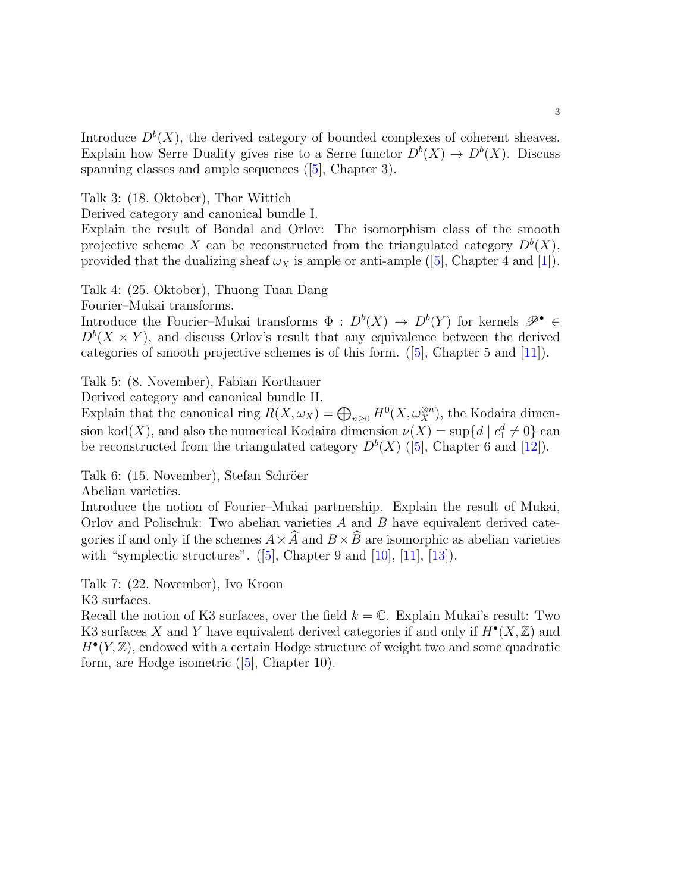Introduce $D^b(X)$, the derived category of bounded complexes of coherent sheaves. Explain how Serre Duality gives rise to a Serre functor $D^b(X) \to D^b(X)$. Discuss spanning classes and ample sequences ([5], Chapter 3).

Talk 3: (18. Oktober), Thor Wittich
Derived category and canonical bundle I.
Explain the result of Bondal and Orlov: The isomorphism class of the smooth projective scheme $X$ can be reconstructed from the triangulated category $D^b(X)$, provided that the dualizing sheaf $\omega_X$ is ample or anti-ample ([5], Chapter 4 and [1]).

Talk 4: (25. Oktober), Thuong Tuan Dang
Fourier–Mukai transforms.
Introduce the Fourier–Mukai transforms $\Phi : D^b(X) \to D^b(Y)$ for kernels $\mathscr{P}^\bullet \in D^b(X \times Y)$, and discuss Orlov's result that any equivalence between the derived categories of smooth projective schemes is of this form. ([5], Chapter 5 and [11]).

Talk 5: (8. November), Fabian Korthauer
Derived category and canonical bundle II.
Explain that the canonical ring $R(X, \omega_X) = \bigoplus_{n \geq 0} H^0(X, \omega_X^{\otimes n})$, the Kodaira dimension $\mathrm{kod}(X)$, and also the numerical Kodaira dimension $\nu(X) = \sup\{d \mid c_1^d \neq 0\}$ can be reconstructed from the triangulated category $D^b(X)$ ([5], Chapter 6 and [12]).

Talk 6: (15. November), Stefan Schröer
Abelian varieties.
Introduce the notion of Fourier–Mukai partnership. Explain the result of Mukai, Orlov and Polischuk: Two abelian varieties $A$ and $B$ have equivalent derived categories if and only if the schemes $A \times \widehat{A}$ and $B \times \widehat{B}$ are isomorphic as abelian varieties with "symplectic structures". ([5], Chapter 9 and [10], [11], [13]).

Talk 7: (22. November), Ivo Kroon
K3 surfaces.
Recall the notion of K3 surfaces, over the field $k = \mathbb{C}$. Explain Mukai's result: Two K3 surfaces $X$ and $Y$ have equivalent derived categories if and only if $H^\bullet(X, \mathbb{Z})$ and $H^\bullet(Y, \mathbb{Z})$, endowed with a certain Hodge structure of weight two and some quadratic form, are Hodge isometric ([5], Chapter 10).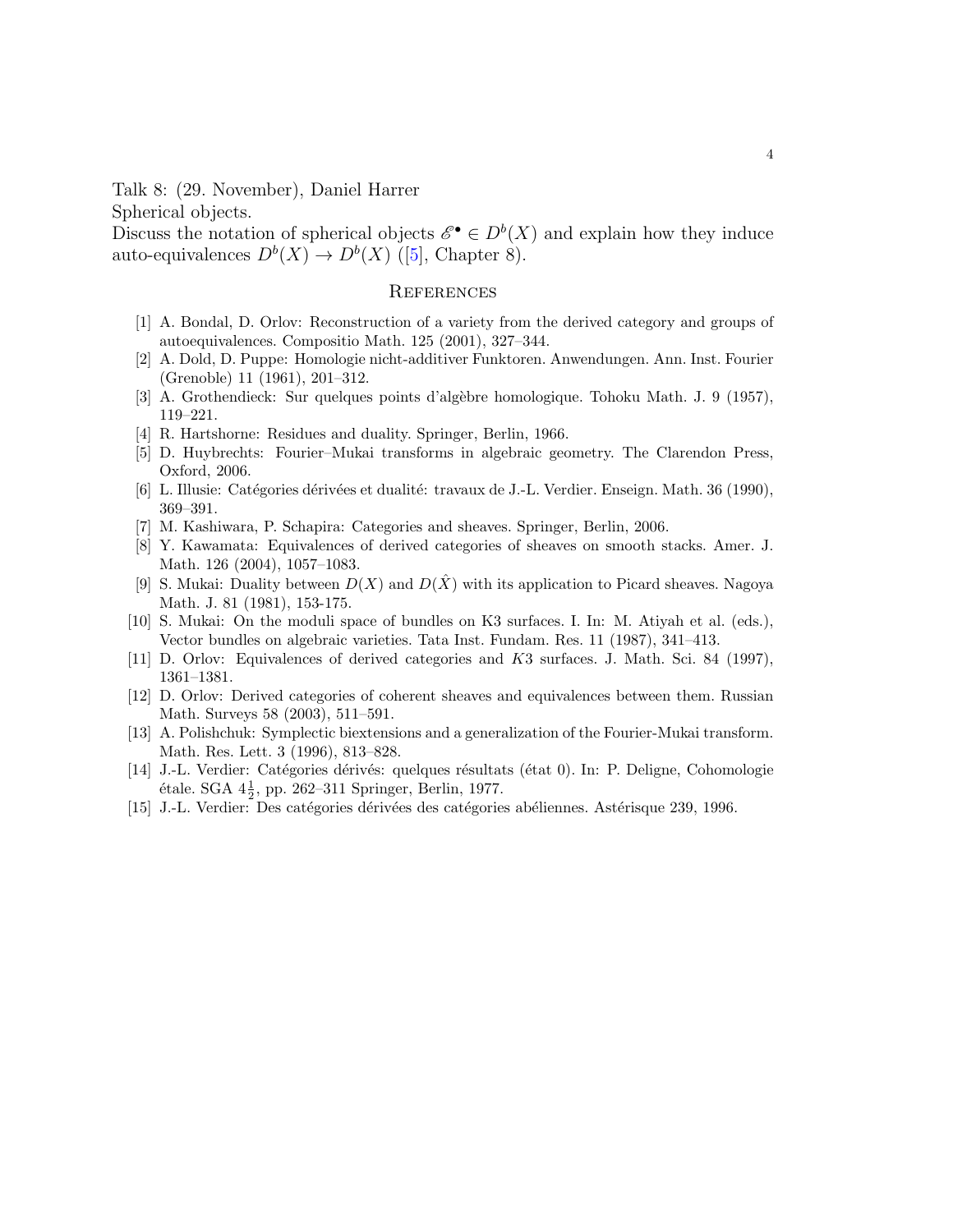Talk 8: (29. November), Daniel Harrer

Spherical objects.

Discuss the notation of spherical objects $\mathscr{E}^\bullet \in D^b(X)$ and explain how they induce auto-equivalences $D^b(X) \to D^b(X)$ ([5], Chapter 8).

## References

[1] A. Bondal, D. Orlov: Reconstruction of a variety from the derived category and groups of autoequivalences. Compositio Math. 125 (2001), 327–344.

[2] A. Dold, D. Puppe: Homologie nicht-additiver Funktoren. Anwendungen. Ann. Inst. Fourier (Grenoble) 11 (1961), 201–312.

[3] A. Grothendieck: Sur quelques points d'algèbre homologique. Tohoku Math. J. 9 (1957), 119–221.

[4] R. Hartshorne: Residues and duality. Springer, Berlin, 1966.

[5] D. Huybrechts: Fourier–Mukai transforms in algebraic geometry. The Clarendon Press, Oxford, 2006.

[6] L. Illusie: Catégories dérivées et dualité: travaux de J.-L. Verdier. Enseign. Math. 36 (1990), 369–391.

[7] M. Kashiwara, P. Schapira: Categories and sheaves. Springer, Berlin, 2006.

[8] Y. Kawamata: Equivalences of derived categories of sheaves on smooth stacks. Amer. J. Math. 126 (2004), 1057–1083.

[9] S. Mukai: Duality between $D(X)$ and $D(\hat{X})$ with its application to Picard sheaves. Nagoya Math. J. 81 (1981), 153-175.

[10] S. Mukai: On the moduli space of bundles on K3 surfaces. I. In: M. Atiyah et al. (eds.), Vector bundles on algebraic varieties. Tata Inst. Fundam. Res. 11 (1987), 341–413.

[11] D. Orlov: Equivalences of derived categories and $K3$ surfaces. J. Math. Sci. 84 (1997), 1361–1381.

[12] D. Orlov: Derived categories of coherent sheaves and equivalences between them. Russian Math. Surveys 58 (2003), 511–591.

[13] A. Polishchuk: Symplectic biextensions and a generalization of the Fourier-Mukai transform. Math. Res. Lett. 3 (1996), 813–828.

[14] J.-L. Verdier: Catégories dérivés: quelques résultats (état 0). In: P. Deligne, Cohomologie étale. SGA $4\frac{1}{2}$, pp. 262–311 Springer, Berlin, 1977.

[15] J.-L. Verdier: Des catégories dérivées des catégories abéliennes. Astérisque 239, 1996.